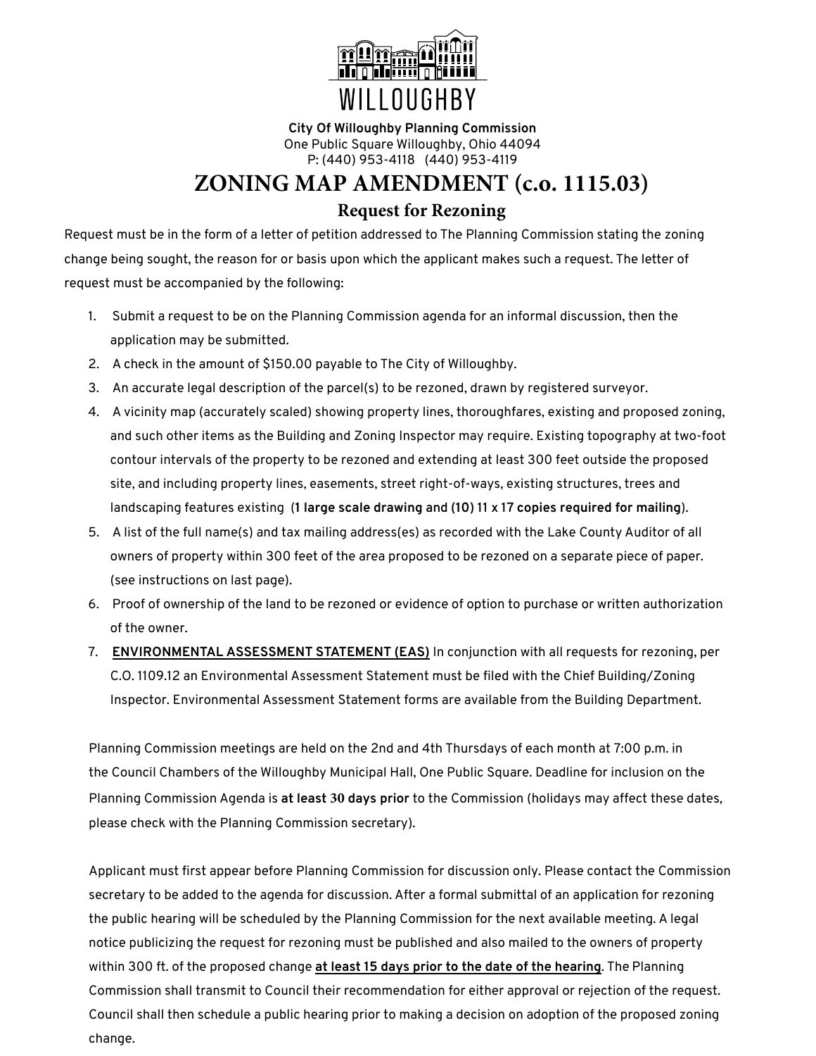WILLOUGHBY

**City Of Willoughby Planning Commission**
One Public Square Willoughby, Ohio 44094
P: (440) 953-4118 (440) 953-4119

# ZONING MAP AMENDMENT (c.o. 1115.03)

## Request for Rezoning

Request must be in the form of a letter of petition addressed to The Planning Commission stating the zoning change being sought, the reason for or basis upon which the applicant makes such a request. The letter of request must be accompanied by the following:

1. Submit a request to be on the Planning Commission agenda for an informal discussion, then the application may be submitted.
2. A check in the amount of $150.00 payable to The City of Willoughby.
3. An accurate legal description of the parcel(s) to be rezoned, drawn by registered surveyor.
4. A vicinity map (accurately scaled) showing property lines, thoroughfares, existing and proposed zoning, and such other items as the Building and Zoning Inspector may require. Existing topography at two-foot contour intervals of the property to be rezoned and extending at least 300 feet outside the proposed site, and including property lines, easements, street right-of-ways, existing structures, trees and landscaping features existing (**1 large scale drawing and (10) 11 x 17 copies required for mailing**).
5. A list of the full name(s) and tax mailing address(es) as recorded with the Lake County Auditor of all owners of property within 300 feet of the area proposed to be rezoned on a separate piece of paper. (see instructions on last page).
6. Proof of ownership of the land to be rezoned or evidence of option to purchase or written authorization of the owner.
7. **ENVIRONMENTAL ASSESSMENT STATEMENT (EAS)** In conjunction with all requests for rezoning, per C.O. 1109.12 an Environmental Assessment Statement must be filed with the Chief Building/Zoning Inspector. Environmental Assessment Statement forms are available from the Building Department.

Planning Commission meetings are held on the 2nd and 4th Thursdays of each month at 7:00 p.m. in the Council Chambers of the Willoughby Municipal Hall, One Public Square. Deadline for inclusion on the Planning Commission Agenda is **at least 30 days prior** to the Commission (holidays may affect these dates, please check with the Planning Commission secretary).

Applicant must first appear before Planning Commission for discussion only. Please contact the Commission secretary to be added to the agenda for discussion. After a formal submittal of an application for rezoning the public hearing will be scheduled by the Planning Commission for the next available meeting. A legal notice publicizing the request for rezoning must be published and also mailed to the owners of property within 300 ft. of the proposed change **at least 15 days prior to the date of the hearing**. The Planning Commission shall transmit to Council their recommendation for either approval or rejection of the request. Council shall then schedule a public hearing prior to making a decision on adoption of the proposed zoning change.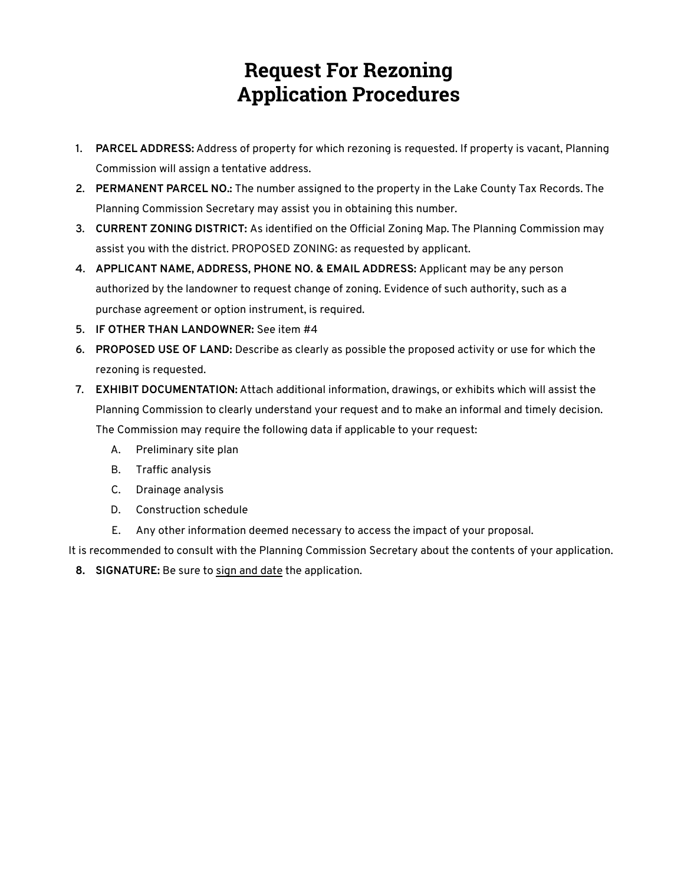# Request For Rezoning
# Application Procedures

1. **PARCEL ADDRESS:** Address of property for which rezoning is requested. If property is vacant, Planning Commission will assign a tentative address.
2. **PERMANENT PARCEL NO.:** The number assigned to the property in the Lake County Tax Records. The Planning Commission Secretary may assist you in obtaining this number.
3. **CURRENT ZONING DISTRICT:** As identified on the Official Zoning Map. The Planning Commission may assist you with the district. PROPOSED ZONING: as requested by applicant.
4. **APPLICANT NAME, ADDRESS, PHONE NO. & EMAIL ADDRESS:** Applicant may be any person authorized by the landowner to request change of zoning. Evidence of such authority, such as a purchase agreement or option instrument, is required.
5. **IF OTHER THAN LANDOWNER:** See item #4
6. **PROPOSED USE OF LAND:** Describe as clearly as possible the proposed activity or use for which the rezoning is requested.
7. **EXHIBIT DOCUMENTATION:** Attach additional information, drawings, or exhibits which will assist the Planning Commission to clearly understand your request and to make an informal and timely decision. The Commission may require the following data if applicable to your request:
   - A. Preliminary site plan
   - B. Traffic analysis
   - C. Drainage analysis
   - D. Construction schedule
   - E. Any other information deemed necessary to access the impact of your proposal.

It is recommended to consult with the Planning Commission Secretary about the contents of your application.

8. **SIGNATURE:** Be sure to <u>sign and date</u> the application.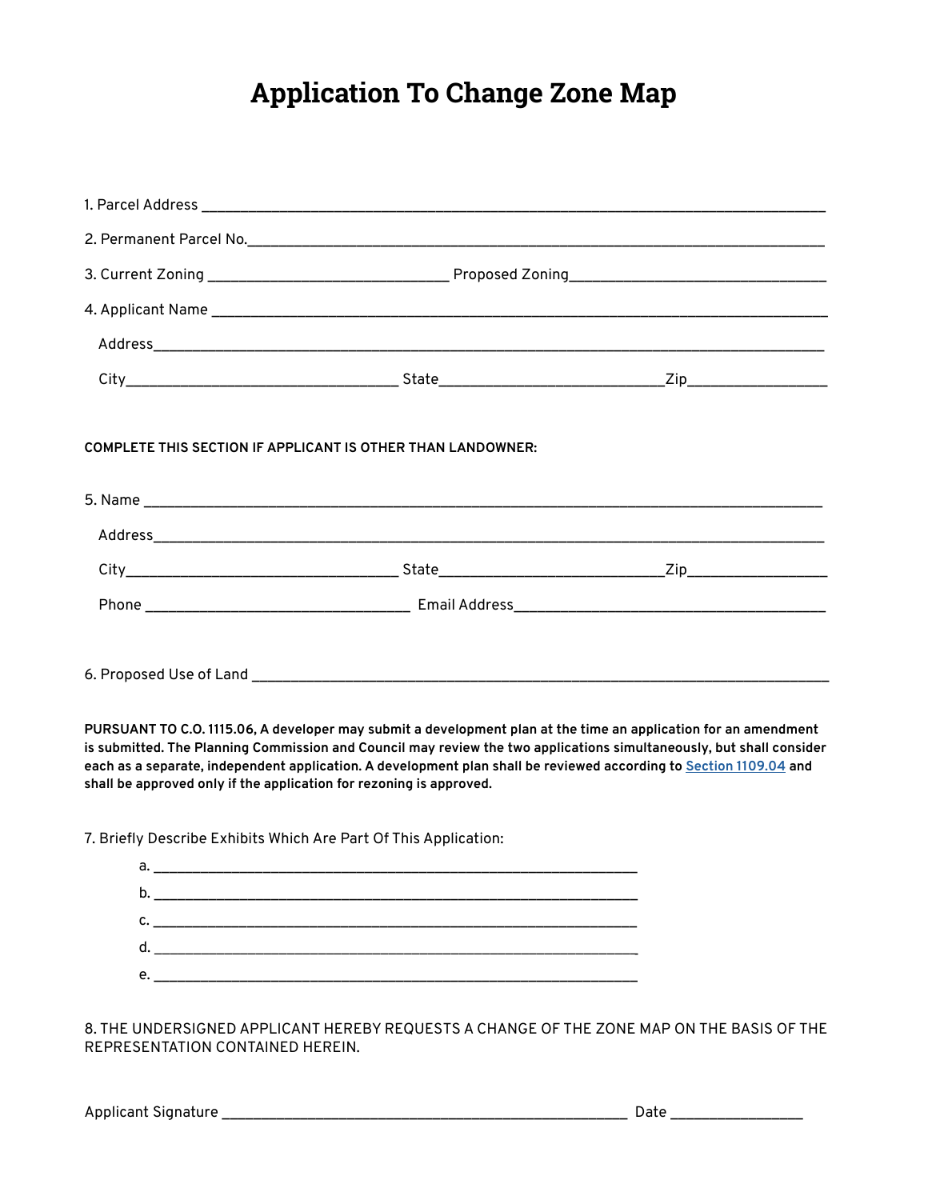# Application To Change Zone Map

1. Parcel Address ____________________________________________________________

2. Permanent Parcel No.________________________________________________________

3. Current Zoning ________________________ Proposed Zoning_________________________

4. Applicant Name ____________________________________________________________

   Address_________________________________________________________________

   City___________________________ State______________________Zip______________

**COMPLETE THIS SECTION IF APPLICANT IS OTHER THAN LANDOWNER:**

5. Name ________________________________________________________________

   Address_________________________________________________________________

   City___________________________ State______________________Zip______________

   Phone __________________________ Email Address______________________________

6. Proposed Use of Land _______________________________________________________

**PURSUANT TO C.O. 1115.06, A developer may submit a development plan at the time an application for an amendment is submitted. The Planning Commission and Council may review the two applications simultaneously, but shall consider each as a separate, independent application. A development plan shall be reviewed according to [Section 1109.04] and shall be approved only if the application for rezoning is approved.**

7. Briefly Describe Exhibits Which Are Part Of This Application:

   a. ______________________________________________

   b. ______________________________________________

   c. ______________________________________________

   d. ______________________________________________

   e. ______________________________________________

8. THE UNDERSIGNED APPLICANT HEREBY REQUESTS A CHANGE OF THE ZONE MAP ON THE BASIS OF THE REPRESENTATION CONTAINED HEREIN.

Applicant Signature ________________________________________ Date _____________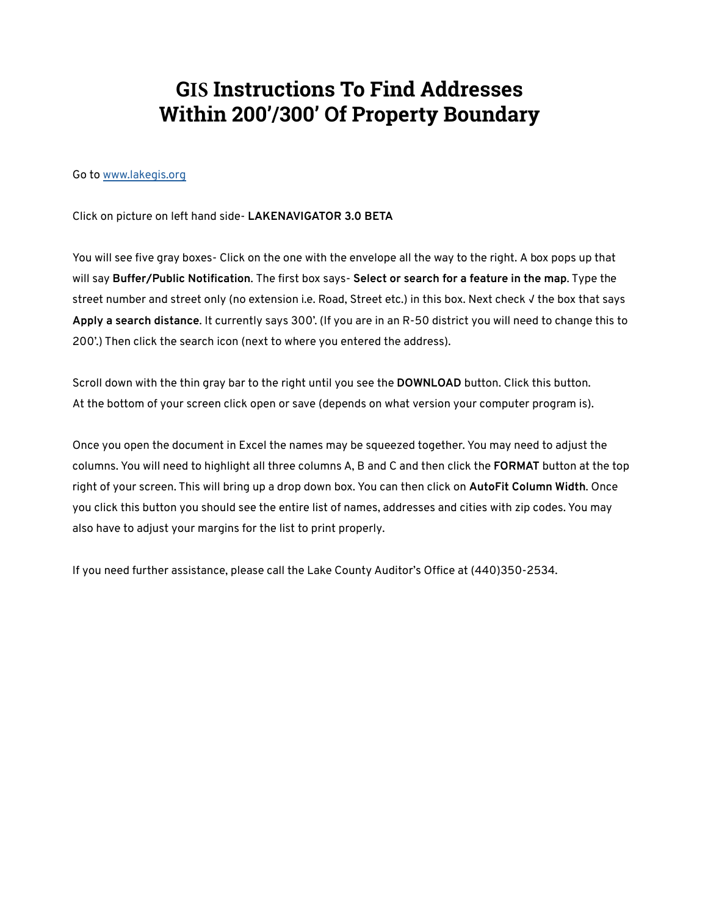# GIS Instructions To Find Addresses Within 200'/300' Of Property Boundary

Go to [www.lakegis.org](http://www.lakegis.org)

Click on picture on left hand side- **LAKENAVIGATOR 3.0 BETA**

You will see five gray boxes- Click on the one with the envelope all the way to the right. A box pops up that will say **Buffer/Public Notification**. The first box says- **Select or search for a feature in the map**. Type the street number and street only (no extension i.e. Road, Street etc.) in this box. Next check √ the box that says **Apply a search distance**. It currently says 300'. (If you are in an R-50 district you will need to change this to 200'.) Then click the search icon (next to where you entered the address).

Scroll down with the thin gray bar to the right until you see the **DOWNLOAD** button. Click this button.
At the bottom of your screen click open or save (depends on what version your computer program is).

Once you open the document in Excel the names may be squeezed together. You may need to adjust the columns. You will need to highlight all three columns A, B and C and then click the **FORMAT** button at the top right of your screen. This will bring up a drop down box. You can then click on **AutoFit Column Width**. Once you click this button you should see the entire list of names, addresses and cities with zip codes. You may also have to adjust your margins for the list to print properly.

If you need further assistance, please call the Lake County Auditor's Office at (440)350-2534.